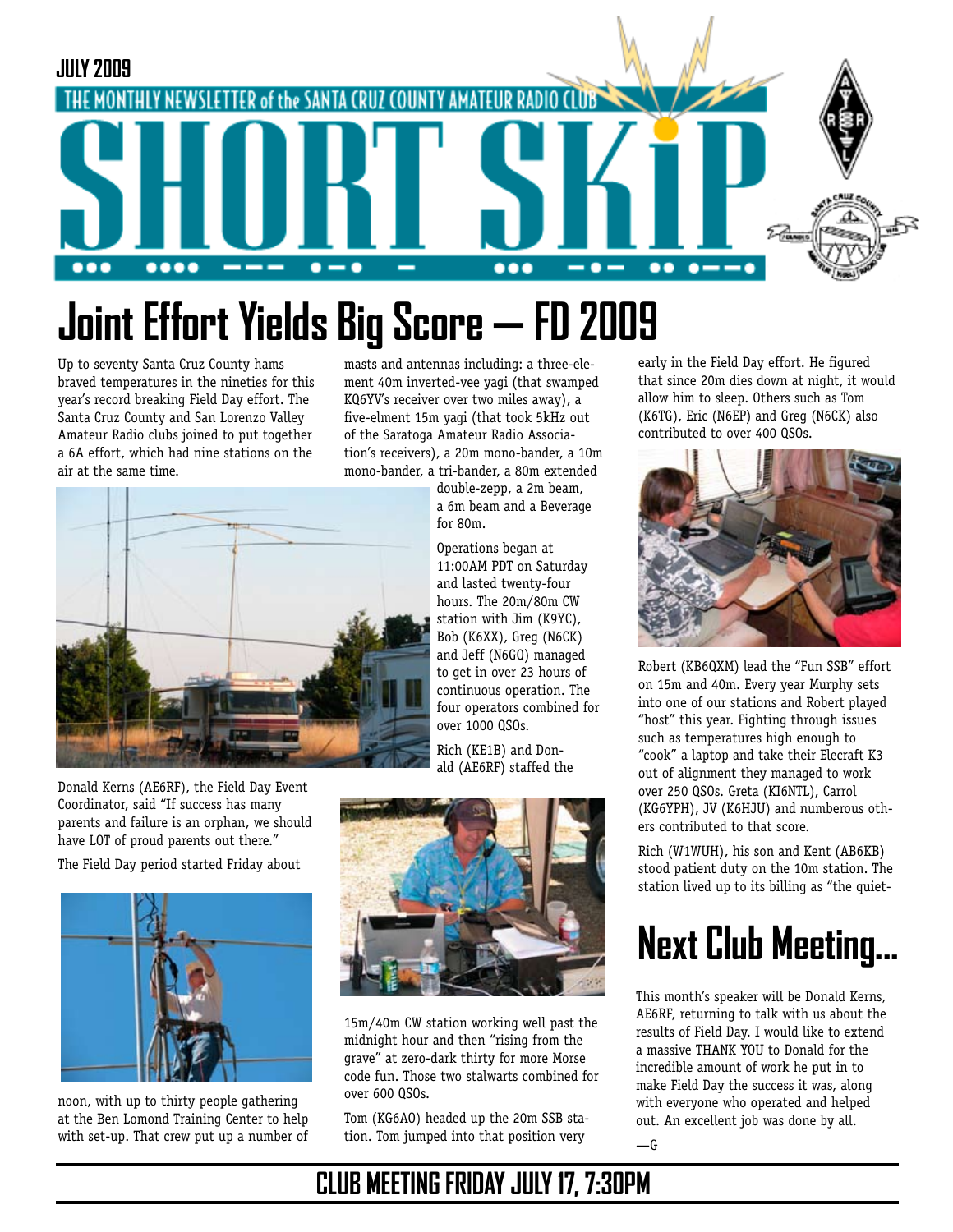JULY 2009

THE MONTHLY NEWSLETTER of the SANTA CRUZ COUNTY AMATEUR RADIO CLUB

# SHORT SKIP

# Joint Effort Yields Big Score — FD 2009

Up to seventy Santa Cruz County hams braved temperatures in the nineties for this year's record breaking Field Day effort. The Santa Cruz County and San Lorenzo Valley Amateur Radio clubs joined to put together a 6A effort, which had nine stations on the air at the same time.

Donald Kerns (AE6RF), the Field Day Event Coordinator, said "If success has many parents and failure is an orphan, we should have LOT of proud parents out there."

The Field Day period started Friday about noon, with up to thirty people gathering at the Ben Lomond Training Center to help with set-up. That crew put up a number of masts and antennas including: a three-element 40m inverted-vee yagi (that swamped KQ6YV's receiver over two miles away), a five-elment 15m yagi (that took 5kHz out of the Saratoga Amateur Radio Association's receivers), a 20m mono-bander, a 10m mono-bander, a tri-bander, a 80m extended double-zepp, a 2m beam, a 6m beam and a Beverage for 80m.

Operations began at 11:00AM PDT on Saturday and lasted twenty-four hours. The 20m/80m CW station with Jim (K9YC), Bob (K6XX), Greg (N6CK) and Jeff (N6GQ) managed to get in over 23 hours of continuous operation. The four operators combined for over 1000 QSOs.

Rich (KE1B) and Donald (AE6RF) staffed the 15m/40m CW station working well past the midnight hour and then "rising from the grave" at zero-dark thirty for more Morse code fun. Those two stalwarts combined for over 600 QSOs.

Tom (KG6AO) headed up the 20m SSB station. Tom jumped into that position very early in the Field Day effort. He figured that since 20m dies down at night, it would allow him to sleep. Others such as Tom (K6TG), Eric (N6EP) and Greg (N6CK) also contributed to over 400 QSOs.

Robert (KB6QXM) lead the "Fun SSB" effort on 15m and 40m. Every year Murphy sets into one of our stations and Robert played "host" this year. Fighting through issues such as temperatures high enough to "cook" a laptop and take their Elecraft K3 out of alignment they managed to work over 250 QSOs. Greta (KI6NTL), Carrol (KG6YPH), JV (K6HJU) and numberous others contributed to that score.

Rich (W1WUH), his son and Kent (AB6KB) stood patient duty on the 10m station. The station lived up to its billing as "the quiet-

# Next Club Meeting...

This month's speaker will be Donald Kerns, AE6RF, returning to talk with us about the results of Field Day. I would like to extend a massive THANK YOU to Donald for the incredible amount of work he put in to make Field Day the success it was, along with everyone who operated and helped out. An excellent job was done by all.

—G

## CLUB MEETING FRIDAY JULY 17, 7:30PM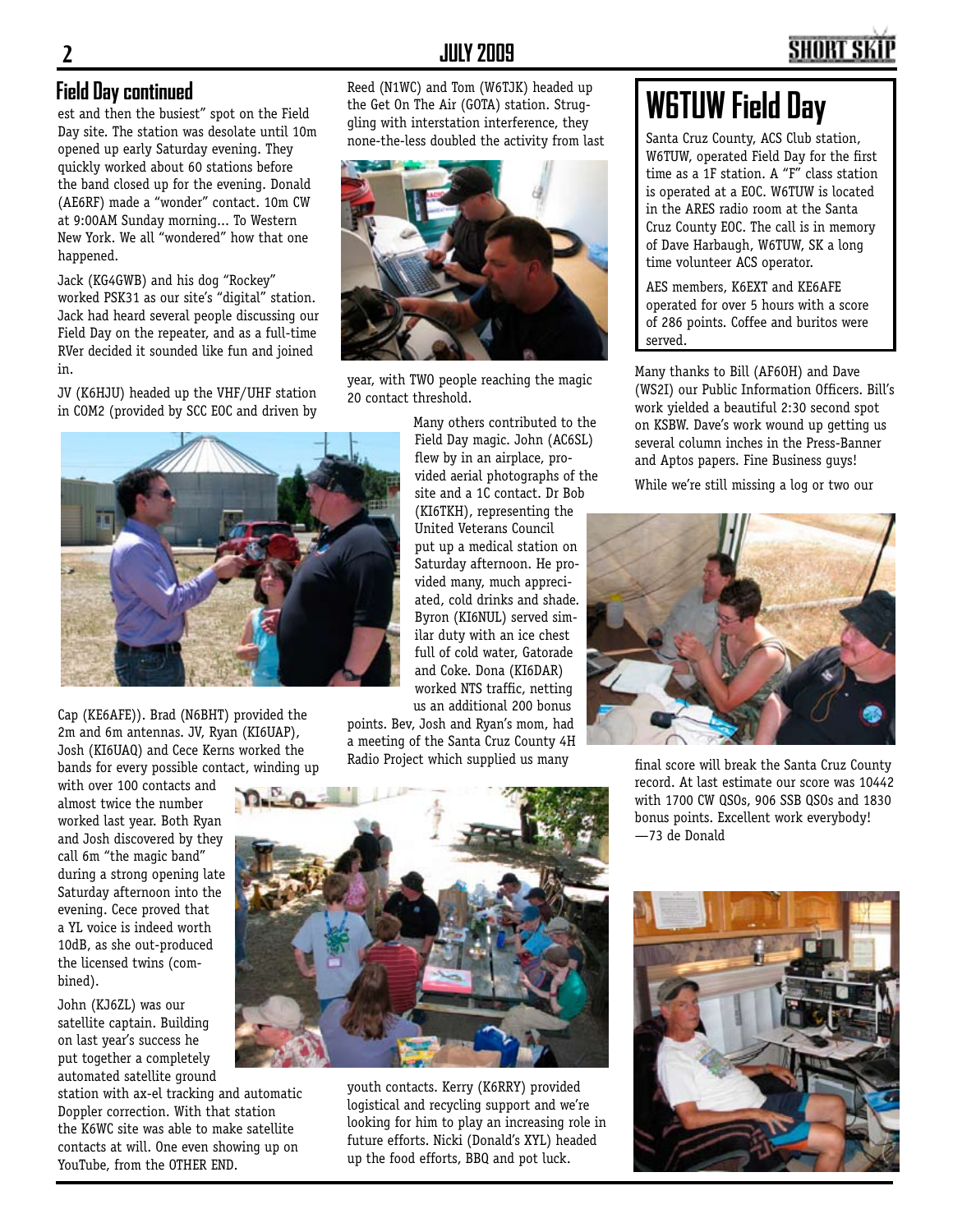## Field Day continued

est and then the busiest" spot on the Field Day site. The station was desolate until 10m opened up early Saturday evening. They quickly worked about 60 stations before the band closed up for the evening. Donald (AE6RF) made a "wonder" contact. 10m CW at 9:00AM Sunday morning... To Western New York. We all "wondered" how that one happened.

Jack (KG4GWB) and his dog "Rockey" worked PSK31 as our site's "digital" station. Jack had heard several people discussing our Field Day on the repeater, and as a full-time RVer decided it sounded like fun and joined in.

JV (K6HJU) headed up the VHF/UHF station in COM2 (provided by SCC EOC and driven by Cap (KE6AFE)). Brad (N6BHT) provided the 2m and 6m antennas. JV, Ryan (KI6UAP), Josh (KI6UAQ) and Cece Kerns worked the bands for every possible contact, winding up with over 100 contacts and almost twice the number worked last year. Both Ryan and Josh discovered by they call 6m "the magic band" during a strong opening late Saturday afternoon into the evening. Cece proved that a YL voice is indeed worth 10dB, as she out-produced the licensed twins (combined).

John (KJ6ZL) was our satellite captain. Building on last year's success he put together a completely automated satellite ground station with ax-el tracking and automatic Doppler correction. With that station the K6WC site was able to make satellite contacts at will. One even showing up on YouTube, from the OTHER END.

Reed (N1WC) and Tom (W6TJK) headed up the Get On The Air (GOTA) station. Struggling with interstation interference, they none-the-less doubled the activity from last year, with TWO people reaching the magic 20 contact threshold.

Many others contributed to the Field Day magic. John (AC6SL) flew by in an airplace, provided aerial photographs of the site and a 1C contact. Dr Bob (KI6TKH), representing the United Veterans Council put up a medical station on Saturday afternoon. He provided many, much appreciated, cold drinks and shade. Byron (KI6NUL) served similar duty with an ice chest full of cold water, Gatorade and Coke. Dona (KI6DAR) worked NTS traffic, netting us an additional 200 bonus points. Bev, Josh and Ryan's mom, had a meeting of the Santa Cruz County 4H Radio Project which supplied us many youth contacts. Kerry (K6RRY) provided logistical and recycling support and we're looking for him to play an increasing role in future efforts. Nicki (Donald's XYL) headed up the food efforts, BBQ and pot luck.

## W6TUW Field Day

Santa Cruz County, ACS Club station, W6TUW, operated Field Day for the first time as a 1F station. A "F" class station is operated at a EOC. W6TUW is located in the ARES radio room at the Santa Cruz County EOC. The call is in memory of Dave Harbaugh, W6TUW, SK a long time volunteer ACS operator.

AES members, K6EXT and KE6AFE operated for over 5 hours with a score of 286 points. Coffee and buritos were served.

Many thanks to Bill (AF6OH) and Dave (WS2I) our Public Information Officers. Bill's work yielded a beautiful 2:30 second spot on KSBW. Dave's work wound up getting us several column inches in the Press-Banner and Aptos papers. Fine Business guys!

While we're still missing a log or two our final score will break the Santa Cruz County record. At last estimate our score was 10442 with 1700 CW QSOs, 906 SSB QSOs and 1830 bonus points. Excellent work everybody! —73 de Donald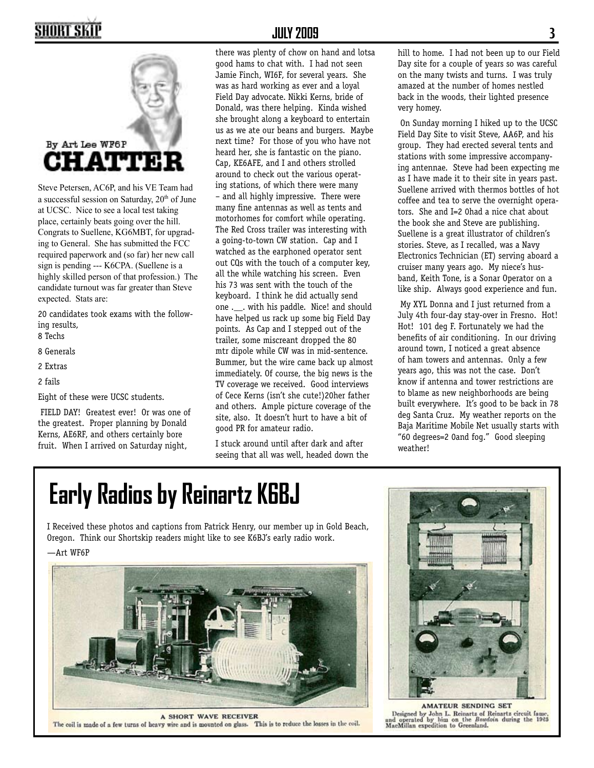# CHATTER

By Art Lee WF6P

Steve Petersen, AC6P, and his VE Team had a successful session on Saturday, 20th of June at UCSC. Nice to see a local test taking place, certainly beats going over the hill. Congrats to Suellene, KG6MBT, for upgrading to General. She has submitted the FCC required paperwork and (so far) her new call sign is pending --- K6CPA. (Suellene is a highly skilled person of that profession.) The candidate turnout was far greater than Steve expected. Stats are:

20 candidates took exams with the following results,

8 Techs

8 Generals

2 Extras

2 fails

Eight of these were UCSC students.

FIELD DAY! Greatest ever! Or was one of the greatest. Proper planning by Donald Kerns, AE6RF, and others certainly bore fruit. When I arrived on Saturday night, there was plenty of chow on hand and lotsa good hams to chat with. I had not seen Jamie Finch, WI6F, for several years. She was as hard working as ever and a loyal Field Day advocate. Nikki Kerns, bride of Donald, was there helping. Kinda wished she brought along a keyboard to entertain us as we ate our beans and burgers. Maybe next time? For those of you who have not heard her, she is fantastic on the piano. Cap, KE6AFE, and I and others strolled around to check out the various operating stations, of which there were many – and all highly impressive. There were many fine antennas as well as tents and motorhomes for comfort while operating. The Red Cross trailer was interesting with a going-to-town CW station. Cap and I watched as the earphoned operator sent out CQs with the touch of a computer key, all the while watching his screen. Even his 73 was sent with the touch of the keyboard. I think he did actually send one .__. with his paddle. Nice! and should have helped us rack up some big Field Day points. As Cap and I stepped out of the trailer, some miscreant dropped the 80 mtr dipole while CW was in mid-sentence. Bummer, but the wire came back up almost immediately. Of course, the big news is the TV coverage we received. Good interviews of Cece Kerns (isn't she cute!)20her father and others. Ample picture coverage of the site, also. It doesn't hurt to have a bit of good PR for amateur radio.

I stuck around until after dark and after seeing that all was well, headed down the hill to home. I had not been up to our Field Day site for a couple of years so was careful on the many twists and turns. I was truly amazed at the number of homes nestled back in the woods, their lighted presence very homey.

On Sunday morning I hiked up to the UCSC Field Day Site to visit Steve, AA6P, and his group. They had erected several tents and stations with some impressive accompanying antennae. Steve had been expecting me as I have made it to their site in years past. Suellene arrived with thermos bottles of hot coffee and tea to serve the overnight operators. She and I=2 0had a nice chat about the book she and Steve are publishing. Suellene is a great illustrator of children's stories. Steve, as I recalled, was a Navy Electronics Technician (ET) serving aboard a cruiser many years ago. My niece's husband, Keith Tone, is a Sonar Operator on a like ship. Always good experience and fun.

My XYL Donna and I just returned from a July 4th four-day stay-over in Fresno. Hot! Hot! 101 deg F. Fortunately we had the benefits of air conditioning. In our driving around town, I noticed a great absence of ham towers and antennas. Only a few years ago, this was not the case. Don't know if antenna and tower restrictions are to blame as new neighborhoods are being built everywhere. It's good to be back in 78 deg Santa Cruz. My weather reports on the Baja Maritime Mobile Net usually starts with "60 degrees=2 0and fog." Good sleeping weather!

# Early Radios by Reinartz K6BJ

I Received these photos and captions from Patrick Henry, our member up in Gold Beach, Oregon. Think our Shortskip readers might like to see K6BJ's early radio work.

—Art WF6P

A SHORT WAVE RECEIVER
The coil is made of a few turns of heavy wire and is mounted on glass. This is to reduce the losses in the coil.

AMATEUR SENDING SET
Designed by John L. Reinartz of Reinartz circuit fame, and operated by him on the *Bowdoin* during the 1925 MacMillan expedition to Greenland.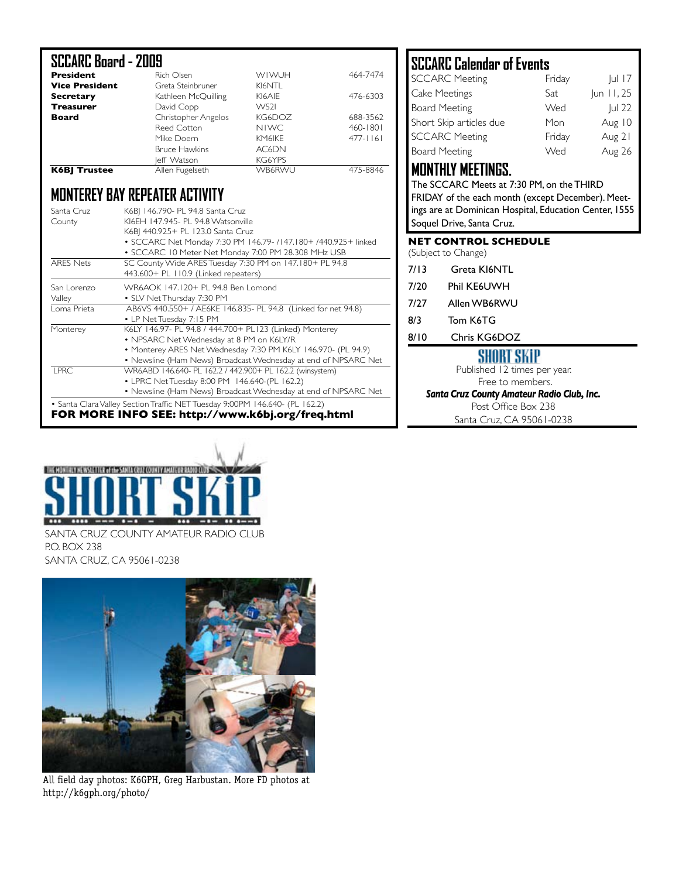## SCCARC Board - 2009

| | | | |
|---|---|---|---|
| **President** | Rich Olsen | W1WUH | 464-7474 |
| **Vice President** | Greta Steinbruner | KI6NTL | |
| **Secretary** | Kathleen McQuilling | KI6AIE | 476-6303 |
| **Treasurer** | David Copp | WS2I | |
| **Board** | Christopher Angelos | KG6DOZ | 688-3562 |
| | Reed Cotton | N1WC | 460-1801 |
| | Mike Doern | KM6IKE | 477-1161 |
| | Bruce Hawkins | AC6DN | |
| | Jeff Watson | KG6YPS | |
| **K6BJ Trustee** | Allen Fugelseth | WB6RWU | 475-8846 |

## MONTEREY BAY REPEATER ACTIVITY

| | |
|---|---|
| Santa Cruz County | K6BJ 146.790- PL 94.8 Santa Cruz<br>KI6EH 147.945- PL 94.8 Watsonville<br>K6BJ 440.925+ PL 123.0 Santa Cruz<br>• SCCARC Net Monday 7:30 PM 146.79- /147.180+ /440.925+ linked<br>• SCCARC 10 Meter Net Monday 7:00 PM 28.308 MHz USB |
| ARES Nets | SC County Wide ARES Tuesday 7:30 PM on 147.180+ PL 94.8<br>443.600+ PL 110.9 (Linked repeaters) |
| San Lorenzo Valley | WR6AOK 147.120+ PL 94.8 Ben Lomond<br>• SLV Net Thursday 7:30 PM |
| Loma Prieta | AB6VS 440.550+ / AE6KE 146.835- PL 94.8 (Linked for net 94.8)<br>• LP Net Tuesday 7:15 PM |
| Monterey | K6LY 146.97- PL 94.8 / 444.700+ PL123 (Linked) Monterey<br>• NPSARC Net Wednesday at 8 PM on K6LY/R<br>• Monterey ARES Net Wednesday 7:30 PM K6LY 146.970- (PL 94.9)<br>• Newsline (Ham News) Broadcast Wednesday at end of NPSARC Net |
| LPRC | WR6ABD 146.640- PL 162.2 / 442.900+ PL 162.2 (winsystem)<br>• LPRC Net Tuesday 8:00 PM 146.640-(PL 162.2)<br>• Newsline (Ham News) Broadcast Wednesday at end of NPSARC Net |

• Santa Clara Valley Section Traffic NET Tuesday 9:00PM 146.640- (PL 162.2)

**FOR MORE INFO SEE: http://www.k6bj.org/freq.html**

## SCCARC Calendar of Events

| | | |
|---|---|---|
| SCCARC Meeting | Friday | Jul 17 |
| Cake Meetings | Sat | Jun 11, 25 |
| Board Meeting | Wed | Jul 22 |
| Short Skip articles due | Mon | Aug 10 |
| SCCARC Meeting | Friday | Aug 21 |
| Board Meeting | Wed | Aug 26 |

## MONTHLY MEETINGS.

The SCCARC Meets at 7:30 PM, on the THIRD FRIDAY of the each month (except December). Meetings are at Dominican Hospital, Education Center, 1555 Soquel Drive, Santa Cruz.

### NET CONTROL SCHEDULE

(Subject to Change)

| | |
|---|---|
| 7/13 | Greta KI6NTL |
| 7/20 | Phil KE6UWH |
| 7/27 | Allen WB6RWU |
| 8/3 | Tom K6TG |
| 8/10 | Chris KG6DOZ |

**SHORT SKIP**

Published 12 times per year.
Free to members.
***Santa Cruz County Amateur Radio Club, Inc.***
Post Office Box 238
Santa Cruz, CA 95061-0238

THE MONTHLY NEWSLETTER of the SANTA CRUZ COUNTY AMATEUR RADIO CLUB

**SHORT SKIP**

SANTA CRUZ COUNTY AMATEUR RADIO CLUB
P.O. BOX 238
SANTA CRUZ, CA 95061-0238

All field day photos: K6GPH, Greg Harbustan. More FD photos at http://k6gph.org/photo/